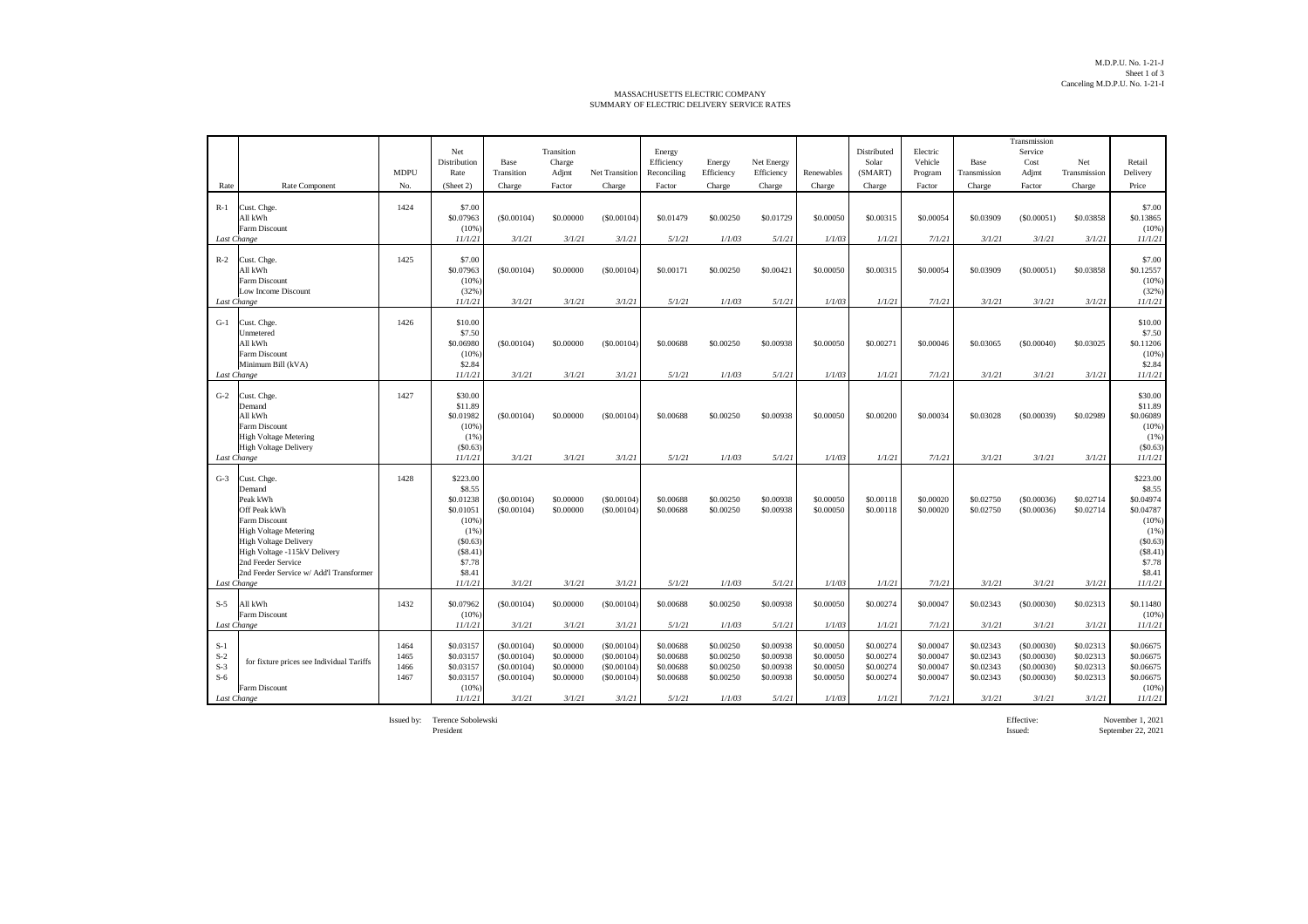M.D.P.U. No. 1-21-J
Sheet 1 of 3
Canceling M.D.P.U. No. 1-21-I

# MASSACHUSETTS ELECTRIC COMPANY
## SUMMARY OF ELECTRIC DELIVERY SERVICE RATES

| Rate | Rate Component | MDPU No. | Net Distribution Rate (Sheet 2) | Base Transition Charge | Transition Charge Adjmt Factor | Net Transition Charge | Energy Efficiency Reconciling Factor | Energy Efficiency Charge | Net Energy Efficiency Charge | Renewables Charge | Distributed Solar (SMART) Charge | Electric Vehicle Program Factor | Base Transmission Charge | Transmission Service Cost Adjmt Factor | Net Transmission Charge | Retail Delivery Price |
|---|---|---|---|---|---|---|---|---|---|---|---|---|---|---|---|---|
| R-1 | Cust. Chge. | 1424 | $7.00 | | | | | | | | | | | | | $7.00 |
| | All kWh | | $0.07963 | ($0.00104) | $0.00000 | ($0.00104) | $0.01479 | $0.00250 | $0.01729 | $0.00050 | $0.00315 | $0.00054 | $0.03909 | ($0.00051) | $0.03858 | $0.13865 |
| | Farm Discount | | (10%) | | | | | | | | | | | | | (10%) |
| *Last Change* | | | *11/1/21* | *3/1/21* | *3/1/21* | *3/1/21* | *5/1/21* | *1/1/03* | *5/1/21* | *1/1/03* | *1/1/21* | *7/1/21* | *3/1/21* | *3/1/21* | *3/1/21* | *11/1/21* |
| R-2 | Cust. Chge. | 1425 | $7.00 | | | | | | | | | | | | | $7.00 |
| | All kWh | | $0.07963 | ($0.00104) | $0.00000 | ($0.00104) | $0.00171 | $0.00250 | $0.00421 | $0.00050 | $0.00315 | $0.00054 | $0.03909 | ($0.00051) | $0.03858 | $0.12557 |
| | Farm Discount | | (10%) | | | | | | | | | | | | | (10%) |
| | Low Income Discount | | (32%) | | | | | | | | | | | | | (32%) |
| *Last Change* | | | *11/1/21* | *3/1/21* | *3/1/21* | *3/1/21* | *5/1/21* | *1/1/03* | *5/1/21* | *1/1/03* | *1/1/21* | *7/1/21* | *3/1/21* | *3/1/21* | *3/1/21* | *11/1/21* |
| G-1 | Cust. Chge. | 1426 | $10.00 | | | | | | | | | | | | | $10.00 |
| | Unmetered | | $7.50 | | | | | | | | | | | | | $7.50 |
| | All kWh | | $0.06980 | ($0.00104) | $0.00000 | ($0.00104) | $0.00688 | $0.00250 | $0.00938 | $0.00050 | $0.00271 | $0.00046 | $0.03065 | ($0.00040) | $0.03025 | $0.11206 |
| | Farm Discount | | (10%) | | | | | | | | | | | | | (10%) |
| | Minimum Bill (kVA) | | $2.84 | | | | | | | | | | | | | $2.84 |
| *Last Change* | | | *11/1/21* | *3/1/21* | *3/1/21* | *3/1/21* | *5/1/21* | *1/1/03* | *5/1/21* | *1/1/03* | *1/1/21* | *7/1/21* | *3/1/21* | *3/1/21* | *3/1/21* | *11/1/21* |
| G-2 | Cust. Chge. | 1427 | $30.00 | | | | | | | | | | | | | $30.00 |
| | Demand | | $11.89 | | | | | | | | | | | | | $11.89 |
| | All kWh | | $0.01982 | ($0.00104) | $0.00000 | ($0.00104) | $0.00688 | $0.00250 | $0.00938 | $0.00050 | $0.00200 | $0.00034 | $0.03028 | ($0.00039) | $0.02989 | $0.06089 |
| | Farm Discount | | (10%) | | | | | | | | | | | | | (10%) |
| | High Voltage Metering | | (1%) | | | | | | | | | | | | | (1%) |
| | High Voltage Delivery | | ($0.63) | | | | | | | | | | | | | ($0.63) |
| *Last Change* | | | *11/1/21* | *3/1/21* | *3/1/21* | *3/1/21* | *5/1/21* | *1/1/03* | *5/1/21* | *1/1/03* | *1/1/21* | *7/1/21* | *3/1/21* | *3/1/21* | *3/1/21* | *11/1/21* |
| G-3 | Cust. Chge. | 1428 | $223.00 | | | | | | | | | | | | | $223.00 |
| | Demand | | $8.55 | | | | | | | | | | | | | $8.55 |
| | Peak kWh | | $0.01238 | ($0.00104) | $0.00000 | ($0.00104) | $0.00688 | $0.00250 | $0.00938 | $0.00050 | $0.00118 | $0.00020 | $0.02750 | ($0.00036) | $0.02714 | $0.04974 |
| | Off Peak kWh | | $0.01051 | ($0.00104) | $0.00000 | ($0.00104) | $0.00688 | $0.00250 | $0.00938 | $0.00050 | $0.00118 | $0.00020 | $0.02750 | ($0.00036) | $0.02714 | $0.04787 |
| | Farm Discount | | (10%) | | | | | | | | | | | | | (10%) |
| | High Voltage Metering | | (1%) | | | | | | | | | | | | | (1%) |
| | High Voltage Delivery | | ($0.63) | | | | | | | | | | | | | ($0.63) |
| | High Voltage -115kV Delivery | | ($8.41) | | | | | | | | | | | | | ($8.41) |
| | 2nd Feeder Service | | $7.78 | | | | | | | | | | | | | $7.78 |
| | 2nd Feeder Service w/ Add'l Transformer | | $8.41 | | | | | | | | | | | | | $8.41 |
| *Last Change* | | | *11/1/21* | *3/1/21* | *3/1/21* | *3/1/21* | *5/1/21* | *1/1/03* | *5/1/21* | *1/1/03* | *1/1/21* | *7/1/21* | *3/1/21* | *3/1/21* | *3/1/21* | *11/1/21* |
| S-5 | All kWh | 1432 | $0.07962 | ($0.00104) | $0.00000 | ($0.00104) | $0.00688 | $0.00250 | $0.00938 | $0.00050 | $0.00274 | $0.00047 | $0.02343 | ($0.00030) | $0.02313 | $0.11480 |
| | Farm Discount | | (10%) | | | | | | | | | | | | | (10%) |
| *Last Change* | | | *11/1/21* | *3/1/21* | *3/1/21* | *3/1/21* | *5/1/21* | *1/1/03* | *5/1/21* | *1/1/03* | *1/1/21* | *7/1/21* | *3/1/21* | *3/1/21* | *3/1/21* | *11/1/21* |
| S-1 | for fixture prices see Individual Tariffs | 1464 | $0.03157 | ($0.00104) | $0.00000 | ($0.00104) | $0.00688 | $0.00250 | $0.00938 | $0.00050 | $0.00274 | $0.00047 | $0.02343 | ($0.00030) | $0.02313 | $0.06675 |
| S-2 | | 1465 | $0.03157 | ($0.00104) | $0.00000 | ($0.00104) | $0.00688 | $0.00250 | $0.00938 | $0.00050 | $0.00274 | $0.00047 | $0.02343 | ($0.00030) | $0.02313 | $0.06675 |
| S-3 | | 1466 | $0.03157 | ($0.00104) | $0.00000 | ($0.00104) | $0.00688 | $0.00250 | $0.00938 | $0.00050 | $0.00274 | $0.00047 | $0.02343 | ($0.00030) | $0.02313 | $0.06675 |
| S-6 | | 1467 | $0.03157 | ($0.00104) | $0.00000 | ($0.00104) | $0.00688 | $0.00250 | $0.00938 | $0.00050 | $0.00274 | $0.00047 | $0.02343 | ($0.00030) | $0.02313 | $0.06675 |
| | Farm Discount | | (10%) | | | | | | | | | | | | | (10%) |
| *Last Change* | | | *11/1/21* | *3/1/21* | *3/1/21* | *3/1/21* | *5/1/21* | *1/1/03* | *5/1/21* | *1/1/03* | *1/1/21* | *7/1/21* | *3/1/21* | *3/1/21* | *3/1/21* | *11/1/21* |

Issued by: Terence Sobolewski
President

Effective: November 1, 2021
Issued: September 22, 2021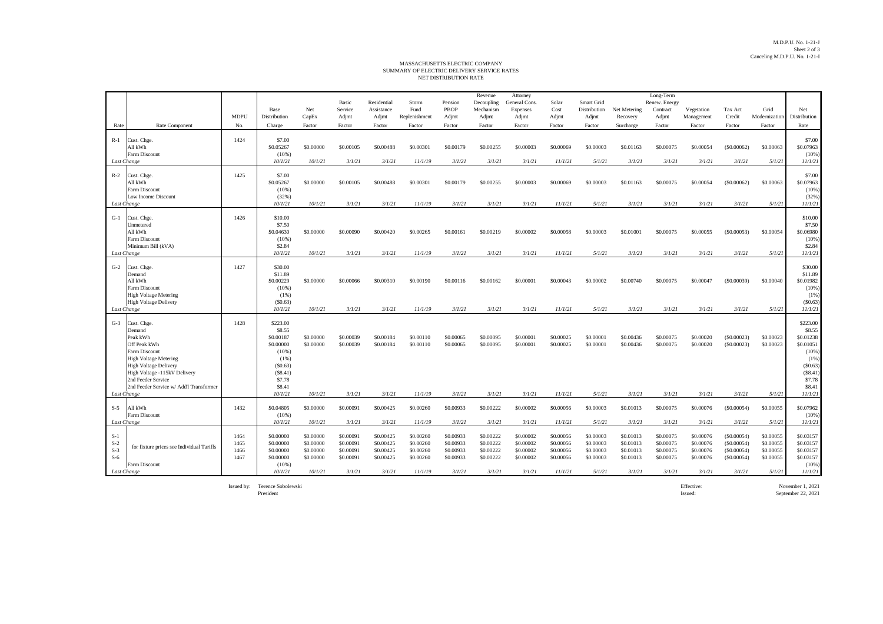M.D.P.U. No. 1-21-J
Sheet 2 of 3
Canceling M.D.P.U. No. 1-21-I

# MASSACHUSETTS ELECTRIC COMPANY
## SUMMARY OF ELECTRIC DELIVERY SERVICE RATES
### NET DISTRIBUTION RATE

| Rate | Rate Component | MDPU No. | Base Distribution Charge | Net CapEx Factor | Basic Service Adjmt Factor | Residential Assistance Adjmt Factor | Storm Fund Replenishment Factor | Pension PBOP Adjmt Factor | Revenue Decoupling Mechanism Adjmt Factor | Attorney General Cons. Expenses Adjmt Factor | Solar Cost Adjmt Factor | Smart Grid Distribution Adjmt Factor | Net Metering Recovery Surcharge | Long-Term Renew. Energy Contract Adjmt Factor | Vegetation Management Factor | Tax Act Credit Factor | Grid Modernization Factor | Net Distribution Rate |
|---|---|---|---|---|---|---|---|---|---|---|---|---|---|---|---|---|---|---|
| R-1 | Cust. Chge. | 1424 | $7.00 | | | | | | | | | | | | | | | $7.00 |
| | All kWh | | $0.05267 | $0.00000 | $0.00105 | $0.00488 | $0.00301 | $0.00179 | $0.00255 | $0.00003 | $0.00069 | $0.00003 | $0.01163 | $0.00075 | $0.00054 | ($0.00062) | $0.00063 | $0.07963 |
| | Farm Discount | | (10%) | | | | | | | | | | | | | | | (10%) |
| *Last Change* | | | *10/1/21* | *10/1/21* | *3/1/21* | *3/1/21* | *11/1/19* | *3/1/21* | *3/1/21* | *3/1/21* | *11/1/21* | *5/1/21* | *3/1/21* | *3/1/21* | *3/1/21* | *3/1/21* | *5/1/21* | *11/1/21* |
| R-2 | Cust. Chge. | 1425 | $7.00 | | | | | | | | | | | | | | | $7.00 |
| | All kWh | | $0.05267 | $0.00000 | $0.00105 | $0.00488 | $0.00301 | $0.00179 | $0.00255 | $0.00003 | $0.00069 | $0.00003 | $0.01163 | $0.00075 | $0.00054 | ($0.00062) | $0.00063 | $0.07963 |
| | Farm Discount | | (10%) | | | | | | | | | | | | | | | (10%) |
| | Low Income Discount | | (32%) | | | | | | | | | | | | | | | (32%) |
| *Last Change* | | | *10/1/21* | *10/1/21* | *3/1/21* | *3/1/21* | *11/1/19* | *3/1/21* | *3/1/21* | *3/1/21* | *11/1/21* | *5/1/21* | *3/1/21* | *3/1/21* | *3/1/21* | *3/1/21* | *5/1/21* | *11/1/21* |
| G-1 | Cust. Chge. | 1426 | $10.00 | | | | | | | | | | | | | | | $10.00 |
| | Unmetered | | $7.50 | | | | | | | | | | | | | | | $7.50 |
| | All kWh | | $0.04630 | $0.00000 | $0.00090 | $0.00420 | $0.00265 | $0.00161 | $0.00219 | $0.00002 | $0.00058 | $0.00003 | $0.01001 | $0.00075 | $0.00055 | ($0.00053) | $0.00054 | $0.06980 |
| | Farm Discount | | (10%) | | | | | | | | | | | | | | | (10%) |
| | Minimum Bill (kVA) | | $2.84 | | | | | | | | | | | | | | | $2.84 |
| *Last Change* | | | *10/1/21* | *10/1/21* | *3/1/21* | *3/1/21* | *11/1/19* | *3/1/21* | *3/1/21* | *3/1/21* | *11/1/21* | *5/1/21* | *3/1/21* | *3/1/21* | *3/1/21* | *3/1/21* | *5/1/21* | *11/1/21* |
| G-2 | Cust. Chge. | 1427 | $30.00 | | | | | | | | | | | | | | | $30.00 |
| | Demand | | $11.89 | | | | | | | | | | | | | | | $11.89 |
| | All kWh | | $0.00229 | $0.00000 | $0.00066 | $0.00310 | $0.00190 | $0.00116 | $0.00162 | $0.00001 | $0.00043 | $0.00002 | $0.00740 | $0.00075 | $0.00047 | ($0.00039) | $0.00040 | $0.01982 |
| | Farm Discount | | (10%) | | | | | | | | | | | | | | | (10%) |
| | High Voltage Metering | | (1%) | | | | | | | | | | | | | | | (1%) |
| | High Voltage Delivery | | ($0.63) | | | | | | | | | | | | | | | ($0.63) |
| *Last Change* | | | *10/1/21* | *10/1/21* | *3/1/21* | *3/1/21* | *11/1/19* | *3/1/21* | *3/1/21* | *3/1/21* | *11/1/21* | *5/1/21* | *3/1/21* | *3/1/21* | *3/1/21* | *3/1/21* | *5/1/21* | *11/1/21* |
| G-3 | Cust. Chge. | 1428 | $223.00 | | | | | | | | | | | | | | | $223.00 |
| | Demand | | $8.55 | | | | | | | | | | | | | | | $8.55 |
| | Peak kWh | | $0.00187 | $0.00000 | $0.00039 | $0.00184 | $0.00110 | $0.00065 | $0.00095 | $0.00001 | $0.00025 | $0.00001 | $0.00436 | $0.00075 | $0.00020 | ($0.00023) | $0.00023 | $0.01238 |
| | Off Peak kWh | | $0.00000 | $0.00000 | $0.00039 | $0.00184 | $0.00110 | $0.00065 | $0.00095 | $0.00001 | $0.00025 | $0.00001 | $0.00436 | $0.00075 | $0.00020 | ($0.00023) | $0.00023 | $0.01051 |
| | Farm Discount | | (10%) | | | | | | | | | | | | | | | (10%) |
| | High Voltage Metering | | (1%) | | | | | | | | | | | | | | | (1%) |
| | High Voltage Delivery | | ($0.63) | | | | | | | | | | | | | | | ($0.63) |
| | High Voltage -115kV Delivery | | ($8.41) | | | | | | | | | | | | | | | ($8.41) |
| | 2nd Feeder Service | | $7.78 | | | | | | | | | | | | | | | $7.78 |
| | 2nd Feeder Service w/ Add'l Transformer | | $8.41 | | | | | | | | | | | | | | | $8.41 |
| *Last Change* | | | *10/1/21* | *10/1/21* | *3/1/21* | *3/1/21* | *11/1/19* | *3/1/21* | *3/1/21* | *3/1/21* | *11/1/21* | *5/1/21* | *3/1/21* | *3/1/21* | *3/1/21* | *3/1/21* | *5/1/21* | *11/1/21* |
| S-5 | All kWh | 1432 | $0.04805 | $0.00000 | $0.00091 | $0.00425 | $0.00260 | $0.00933 | $0.00222 | $0.00002 | $0.00056 | $0.00003 | $0.01013 | $0.00075 | $0.00076 | ($0.00054) | $0.00055 | $0.07962 |
| | Farm Discount | | (10%) | | | | | | | | | | | | | | | (10%) |
| *Last Change* | | | *10/1/21* | *10/1/21* | *3/1/21* | *3/1/21* | *11/1/19* | *3/1/21* | *3/1/21* | *3/1/21* | *11/1/21* | *5/1/21* | *3/1/21* | *3/1/21* | *3/1/21* | *3/1/21* | *5/1/21* | *11/1/21* |
| S-1 | for fixture prices see Individual Tariffs | 1464 | $0.00000 | $0.00000 | $0.00091 | $0.00425 | $0.00260 | $0.00933 | $0.00222 | $0.00002 | $0.00056 | $0.00003 | $0.01013 | $0.00075 | $0.00076 | ($0.00054) | $0.00055 | $0.03157 |
| S-2 | | 1465 | $0.00000 | $0.00000 | $0.00091 | $0.00425 | $0.00260 | $0.00933 | $0.00222 | $0.00002 | $0.00056 | $0.00003 | $0.01013 | $0.00075 | $0.00076 | ($0.00054) | $0.00055 | $0.03157 |
| S-3 | | 1466 | $0.00000 | $0.00000 | $0.00091 | $0.00425 | $0.00260 | $0.00933 | $0.00222 | $0.00002 | $0.00056 | $0.00003 | $0.01013 | $0.00075 | $0.00076 | ($0.00054) | $0.00055 | $0.03157 |
| S-6 | | 1467 | $0.00000 | $0.00000 | $0.00091 | $0.00425 | $0.00260 | $0.00933 | $0.00222 | $0.00002 | $0.00056 | $0.00003 | $0.01013 | $0.00075 | $0.00076 | ($0.00054) | $0.00055 | $0.03157 |
| | Farm Discount | | (10%) | | | | | | | | | | | | | | | (10%) |
| *Last Change* | | | *10/1/21* | *10/1/21* | *3/1/21* | *3/1/21* | *11/1/19* | *3/1/21* | *3/1/21* | *3/1/21* | *11/1/21* | *5/1/21* | *3/1/21* | *3/1/21* | *3/1/21* | *3/1/21* | *5/1/21* | *11/1/21* |

Issued by: Terence Sobolewski
President

Effective: November 1, 2021
Issued: September 22, 2021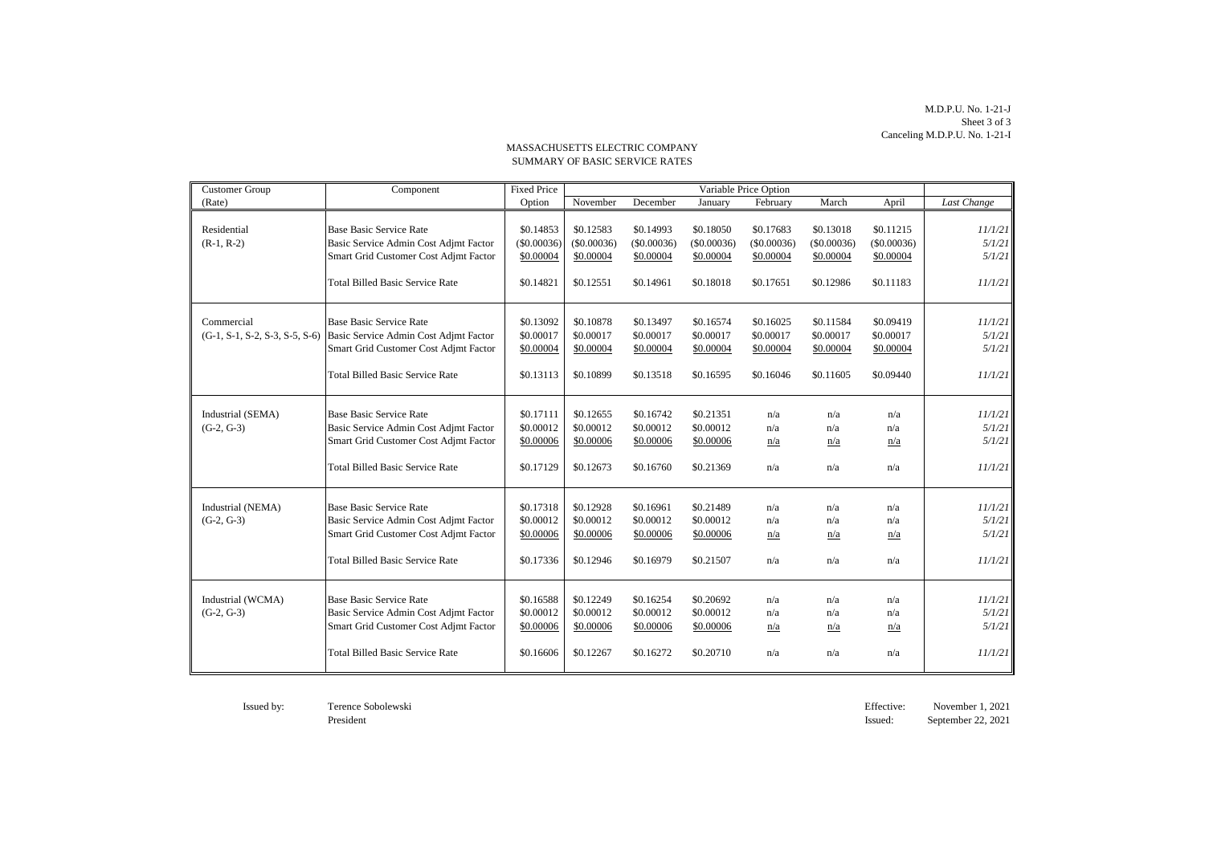M.D.P.U. No. 1-21-J
Sheet 3 of 3
Canceling M.D.P.U. No. 1-21-I

MASSACHUSETTS ELECTRIC COMPANY
SUMMARY OF BASIC SERVICE RATES

| Customer Group (Rate) | Component | Fixed Price Option | Variable Price Option | | | | | | *Last Change* |
|---|---|---|---|---|---|---|---|---|---|
| | | | November | December | January | February | March | April | |
| Residential (R-1, R-2) | Base Basic Service Rate | $0.14853 | $0.12583 | $0.14993 | $0.18050 | $0.17683 | $0.13018 | $0.11215 | *11/1/21* |
| | Basic Service Admin Cost Adjmt Factor | ($0.00036) | ($0.00036) | ($0.00036) | ($0.00036) | ($0.00036) | ($0.00036) | ($0.00036) | *5/1/21* |
| | Smart Grid Customer Cost Adjmt Factor | $0.00004 | $0.00004 | $0.00004 | $0.00004 | $0.00004 | $0.00004 | $0.00004 | *5/1/21* |
| | Total Billed Basic Service Rate | $0.14821 | $0.12551 | $0.14961 | $0.18018 | $0.17651 | $0.12986 | $0.11183 | *11/1/21* |
| Commercial (G-1, S-1, S-2, S-3, S-5, S-6) | Base Basic Service Rate | $0.13092 | $0.10878 | $0.13497 | $0.16574 | $0.16025 | $0.11584 | $0.09419 | *11/1/21* |
| | Basic Service Admin Cost Adjmt Factor | $0.00017 | $0.00017 | $0.00017 | $0.00017 | $0.00017 | $0.00017 | $0.00017 | *5/1/21* |
| | Smart Grid Customer Cost Adjmt Factor | $0.00004 | $0.00004 | $0.00004 | $0.00004 | $0.00004 | $0.00004 | $0.00004 | *5/1/21* |
| | Total Billed Basic Service Rate | $0.13113 | $0.10899 | $0.13518 | $0.16595 | $0.16046 | $0.11605 | $0.09440 | *11/1/21* |
| Industrial (SEMA) (G-2, G-3) | Base Basic Service Rate | $0.17111 | $0.12655 | $0.16742 | $0.21351 | n/a | n/a | n/a | *11/1/21* |
| | Basic Service Admin Cost Adjmt Factor | $0.00012 | $0.00012 | $0.00012 | $0.00012 | n/a | n/a | n/a | *5/1/21* |
| | Smart Grid Customer Cost Adjmt Factor | $0.00006 | $0.00006 | $0.00006 | $0.00006 | n/a | n/a | n/a | *5/1/21* |
| | Total Billed Basic Service Rate | $0.17129 | $0.12673 | $0.16760 | $0.21369 | n/a | n/a | n/a | *11/1/21* |
| Industrial (NEMA) (G-2, G-3) | Base Basic Service Rate | $0.17318 | $0.12928 | $0.16961 | $0.21489 | n/a | n/a | n/a | *11/1/21* |
| | Basic Service Admin Cost Adjmt Factor | $0.00012 | $0.00012 | $0.00012 | $0.00012 | n/a | n/a | n/a | *5/1/21* |
| | Smart Grid Customer Cost Adjmt Factor | $0.00006 | $0.00006 | $0.00006 | $0.00006 | n/a | n/a | n/a | *5/1/21* |
| | Total Billed Basic Service Rate | $0.17336 | $0.12946 | $0.16979 | $0.21507 | n/a | n/a | n/a | *11/1/21* |
| Industrial (WCMA) (G-2, G-3) | Base Basic Service Rate | $0.16588 | $0.12249 | $0.16254 | $0.20692 | n/a | n/a | n/a | *11/1/21* |
| | Basic Service Admin Cost Adjmt Factor | $0.00012 | $0.00012 | $0.00012 | $0.00012 | n/a | n/a | n/a | *5/1/21* |
| | Smart Grid Customer Cost Adjmt Factor | $0.00006 | $0.00006 | $0.00006 | $0.00006 | n/a | n/a | n/a | *5/1/21* |
| | Total Billed Basic Service Rate | $0.16606 | $0.12267 | $0.16272 | $0.20710 | n/a | n/a | n/a | *11/1/21* |

Issued by: Terence Sobolewski
President

Effective: November 1, 2021
Issued: September 22, 2021